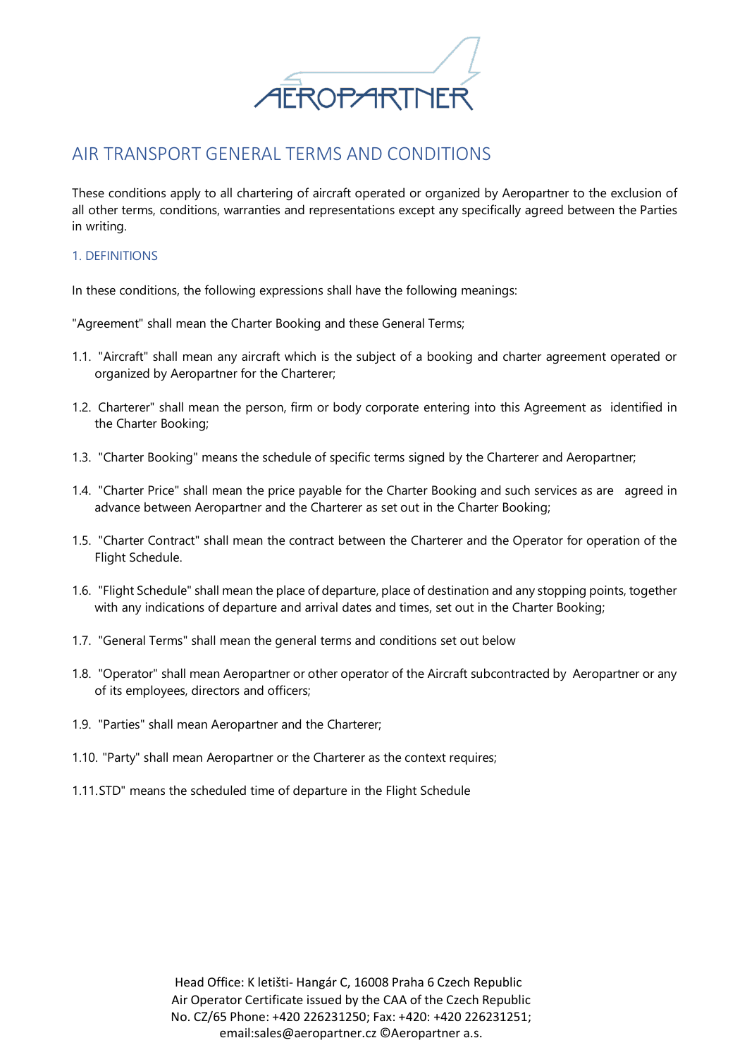# AIR TRANSPORT GENERAL TERMS AND CONDITIONS

These conditions apply to all chartering of aircraft operated or organized by Aeropartner to the exclusion of all other terms, conditions, warranties and representations except any specifically agreed between the Parties in writing.

## 1. DEFINITIONS

In these conditions, the following expressions shall have the following meanings:

"Agreement" shall mean the Charter Booking and these General Terms;

1.1. "Aircraft" shall mean any aircraft which is the subject of a booking and charter agreement operated or organized by Aeropartner for the Charterer;

1.2. Charterer" shall mean the person, firm or body corporate entering into this Agreement as identified in the Charter Booking;

1.3. "Charter Booking" means the schedule of specific terms signed by the Charterer and Aeropartner;

1.4. "Charter Price" shall mean the price payable for the Charter Booking and such services as are agreed in advance between Aeropartner and the Charterer as set out in the Charter Booking;

1.5. "Charter Contract" shall mean the contract between the Charterer and the Operator for operation of the Flight Schedule.

1.6. "Flight Schedule" shall mean the place of departure, place of destination and any stopping points, together with any indications of departure and arrival dates and times, set out in the Charter Booking;

1.7. "General Terms" shall mean the general terms and conditions set out below

1.8. "Operator" shall mean Aeropartner or other operator of the Aircraft subcontracted by Aeropartner or any of its employees, directors and officers;

1.9. "Parties" shall mean Aeropartner and the Charterer;

1.10. "Party" shall mean Aeropartner or the Charterer as the context requires;

1.11.STD" means the scheduled time of departure in the Flight Schedule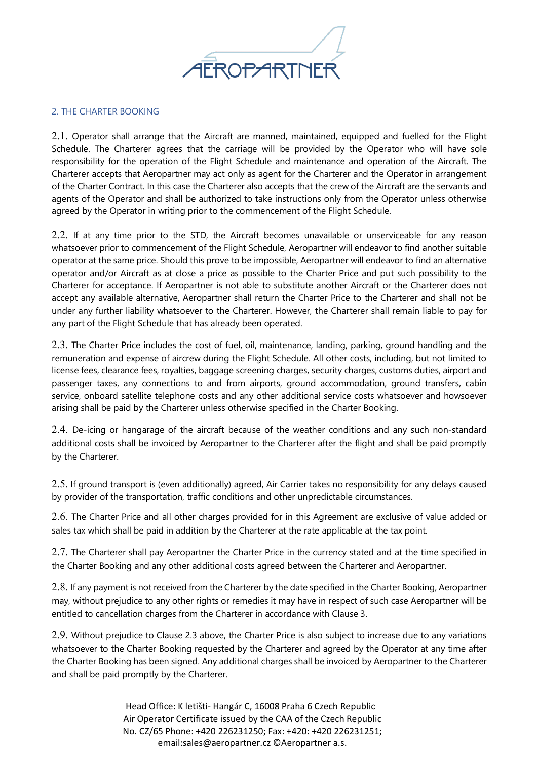## 2. THE CHARTER BOOKING

2.1. Operator shall arrange that the Aircraft are manned, maintained, equipped and fuelled for the Flight Schedule. The Charterer agrees that the carriage will be provided by the Operator who will have sole responsibility for the operation of the Flight Schedule and maintenance and operation of the Aircraft. The Charterer accepts that Aeropartner may act only as agent for the Charterer and the Operator in arrangement of the Charter Contract. In this case the Charterer also accepts that the crew of the Aircraft are the servants and agents of the Operator and shall be authorized to take instructions only from the Operator unless otherwise agreed by the Operator in writing prior to the commencement of the Flight Schedule.

2.2. If at any time prior to the STD, the Aircraft becomes unavailable or unserviceable for any reason whatsoever prior to commencement of the Flight Schedule, Aeropartner will endeavor to find another suitable operator at the same price. Should this prove to be impossible, Aeropartner will endeavor to find an alternative operator and/or Aircraft as at close a price as possible to the Charter Price and put such possibility to the Charterer for acceptance. If Aeropartner is not able to substitute another Aircraft or the Charterer does not accept any available alternative, Aeropartner shall return the Charter Price to the Charterer and shall not be under any further liability whatsoever to the Charterer. However, the Charterer shall remain liable to pay for any part of the Flight Schedule that has already been operated.

2.3. The Charter Price includes the cost of fuel, oil, maintenance, landing, parking, ground handling and the remuneration and expense of aircrew during the Flight Schedule. All other costs, including, but not limited to license fees, clearance fees, royalties, baggage screening charges, security charges, customs duties, airport and passenger taxes, any connections to and from airports, ground accommodation, ground transfers, cabin service, onboard satellite telephone costs and any other additional service costs whatsoever and howsoever arising shall be paid by the Charterer unless otherwise specified in the Charter Booking.

2.4. De-icing or hangarage of the aircraft because of the weather conditions and any such non-standard additional costs shall be invoiced by Aeropartner to the Charterer after the flight and shall be paid promptly by the Charterer.

2.5. If ground transport is (even additionally) agreed, Air Carrier takes no responsibility for any delays caused by provider of the transportation, traffic conditions and other unpredictable circumstances.

2.6. The Charter Price and all other charges provided for in this Agreement are exclusive of value added or sales tax which shall be paid in addition by the Charterer at the rate applicable at the tax point.

2.7. The Charterer shall pay Aeropartner the Charter Price in the currency stated and at the time specified in the Charter Booking and any other additional costs agreed between the Charterer and Aeropartner.

2.8. If any payment is not received from the Charterer by the date specified in the Charter Booking, Aeropartner may, without prejudice to any other rights or remedies it may have in respect of such case Aeropartner will be entitled to cancellation charges from the Charterer in accordance with Clause 3.

2.9. Without prejudice to Clause 2.3 above, the Charter Price is also subject to increase due to any variations whatsoever to the Charter Booking requested by the Charterer and agreed by the Operator at any time after the Charter Booking has been signed. Any additional charges shall be invoiced by Aeropartner to the Charterer and shall be paid promptly by the Charterer.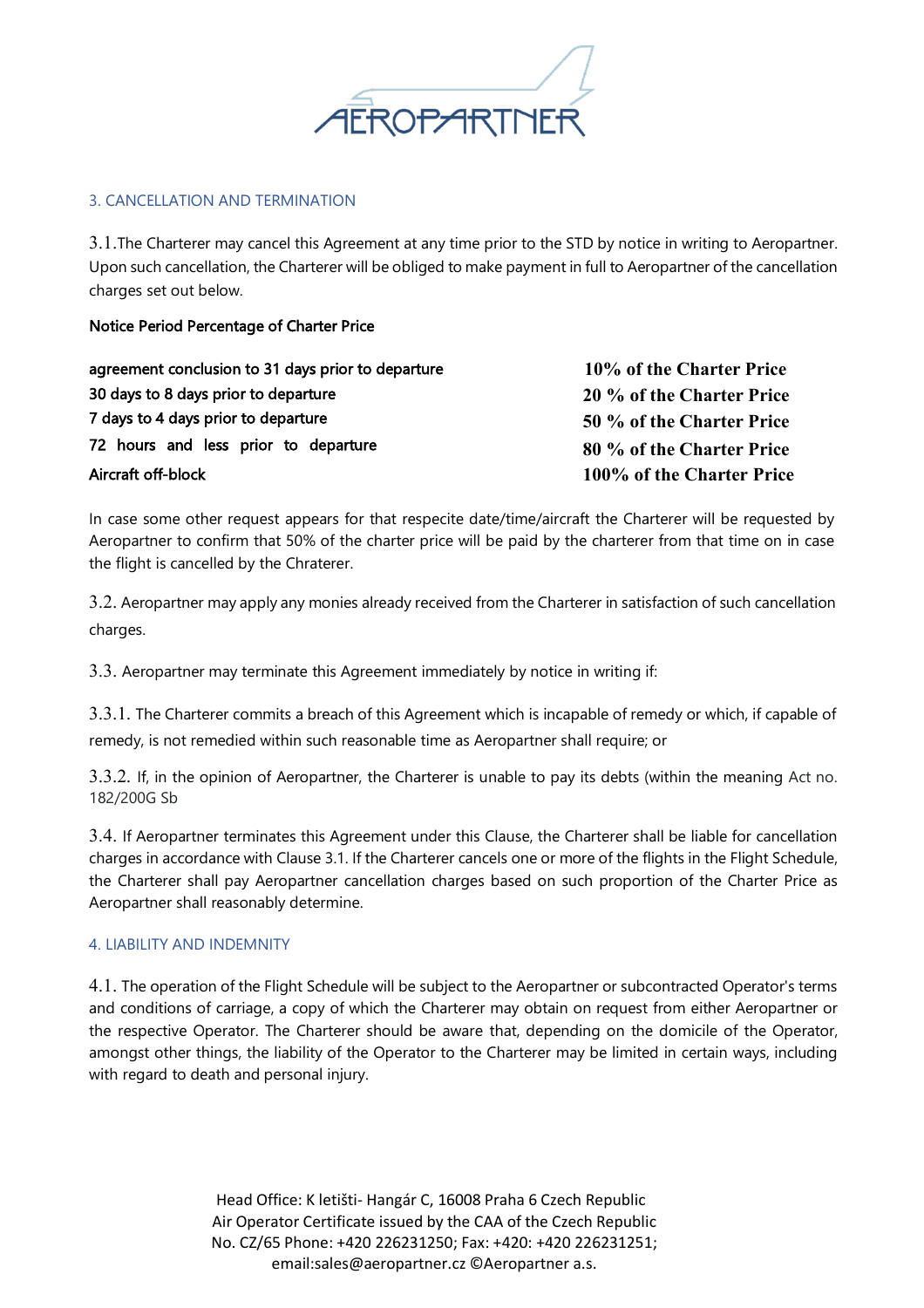## 3. CANCELLATION AND TERMINATION

3.1.The Charterer may cancel this Agreement at any time prior to the STD by notice in writing to Aeropartner. Upon such cancellation, the Charterer will be obliged to make payment in full to Aeropartner of the cancellation charges set out below.

| Notice Period | Percentage of Charter Price |
|---|---|
| agreement conclusion to 31 days prior to departure | **10% of the Charter Price** |
| 30 days to 8 days prior to departure | **20 % of the Charter Price** |
| 7 days to 4 days prior to departure | **50 % of the Charter Price** |
| 72 hours and less prior to departure | **80 % of the Charter Price** |
| Aircraft off-block | **100% of the Charter Price** |

In case some other request appears for that respecite date/time/aircraft the Charterer will be requested by Aeropartner to confirm that 50% of the charter price will be paid by the charterer from that time on in case the flight is cancelled by the Chraterer.

3.2. Aeropartner may apply any monies already received from the Charterer in satisfaction of such cancellation charges.

3.3. Aeropartner may terminate this Agreement immediately by notice in writing if:

3.3.1. The Charterer commits a breach of this Agreement which is incapable of remedy or which, if capable of remedy, is not remedied within such reasonable time as Aeropartner shall require; or

3.3.2. If, in the opinion of Aeropartner, the Charterer is unable to pay its debts (within the meaning Act no. 182/200G Sb

3.4. If Aeropartner terminates this Agreement under this Clause, the Charterer shall be liable for cancellation charges in accordance with Clause 3.1. If the Charterer cancels one or more of the flights in the Flight Schedule, the Charterer shall pay Aeropartner cancellation charges based on such proportion of the Charter Price as Aeropartner shall reasonably determine.

## 4. LIABILITY AND INDEMNITY

4.1. The operation of the Flight Schedule will be subject to the Aeropartner or subcontracted Operator's terms and conditions of carriage, a copy of which the Charterer may obtain on request from either Aeropartner or the respective Operator. The Charterer should be aware that, depending on the domicile of the Operator, amongst other things, the liability of the Operator to the Charterer may be limited in certain ways, including with regard to death and personal injury.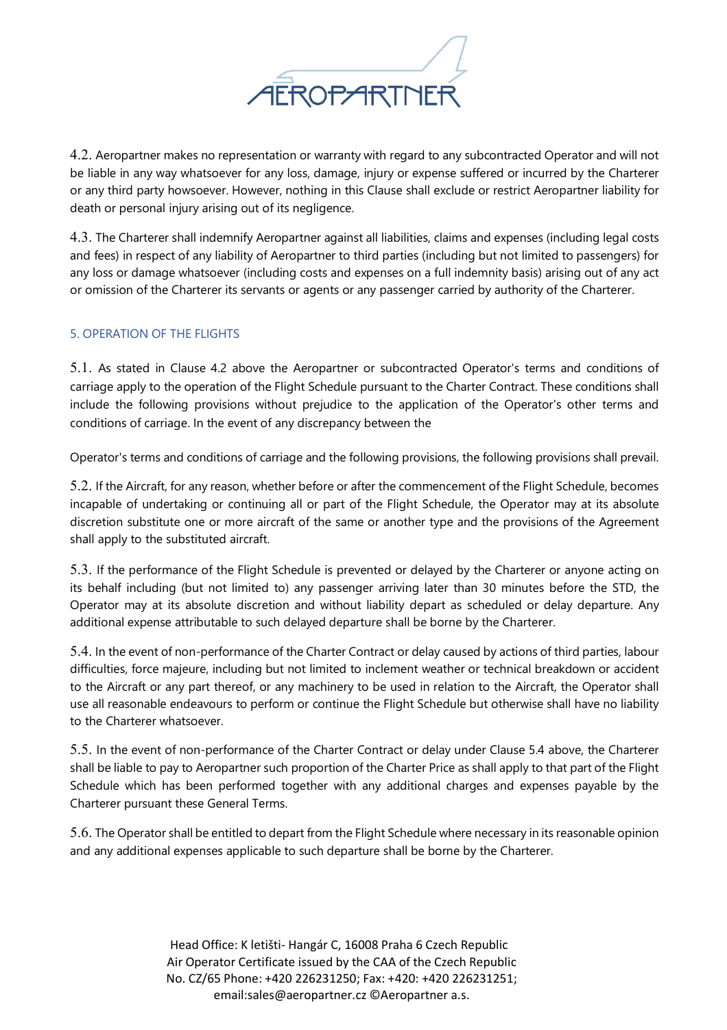4.2. Aeropartner makes no representation or warranty with regard to any subcontracted Operator and will not be liable in any way whatsoever for any loss, damage, injury or expense suffered or incurred by the Charterer or any third party howsoever. However, nothing in this Clause shall exclude or restrict Aeropartner liability for death or personal injury arising out of its negligence.

4.3. The Charterer shall indemnify Aeropartner against all liabilities, claims and expenses (including legal costs and fees) in respect of any liability of Aeropartner to third parties (including but not limited to passengers) for any loss or damage whatsoever (including costs and expenses on a full indemnity basis) arising out of any act or omission of the Charterer its servants or agents or any passenger carried by authority of the Charterer.

## 5. OPERATION OF THE FLIGHTS

5.1. As stated in Clause 4.2 above the Aeropartner or subcontracted Operator's terms and conditions of carriage apply to the operation of the Flight Schedule pursuant to the Charter Contract. These conditions shall include the following provisions without prejudice to the application of the Operator's other terms and conditions of carriage. In the event of any discrepancy between the

Operator's terms and conditions of carriage and the following provisions, the following provisions shall prevail.

5.2. If the Aircraft, for any reason, whether before or after the commencement of the Flight Schedule, becomes incapable of undertaking or continuing all or part of the Flight Schedule, the Operator may at its absolute discretion substitute one or more aircraft of the same or another type and the provisions of the Agreement shall apply to the substituted aircraft.

5.3. If the performance of the Flight Schedule is prevented or delayed by the Charterer or anyone acting on its behalf including (but not limited to) any passenger arriving later than 30 minutes before the STD, the Operator may at its absolute discretion and without liability depart as scheduled or delay departure. Any additional expense attributable to such delayed departure shall be borne by the Charterer.

5.4. In the event of non-performance of the Charter Contract or delay caused by actions of third parties, labour difficulties, force majeure, including but not limited to inclement weather or technical breakdown or accident to the Aircraft or any part thereof, or any machinery to be used in relation to the Aircraft, the Operator shall use all reasonable endeavours to perform or continue the Flight Schedule but otherwise shall have no liability to the Charterer whatsoever.

5.5. In the event of non-performance of the Charter Contract or delay under Clause 5.4 above, the Charterer shall be liable to pay to Aeropartner such proportion of the Charter Price as shall apply to that part of the Flight Schedule which has been performed together with any additional charges and expenses payable by the Charterer pursuant these General Terms.

5.6. The Operator shall be entitled to depart from the Flight Schedule where necessary in its reasonable opinion and any additional expenses applicable to such departure shall be borne by the Charterer.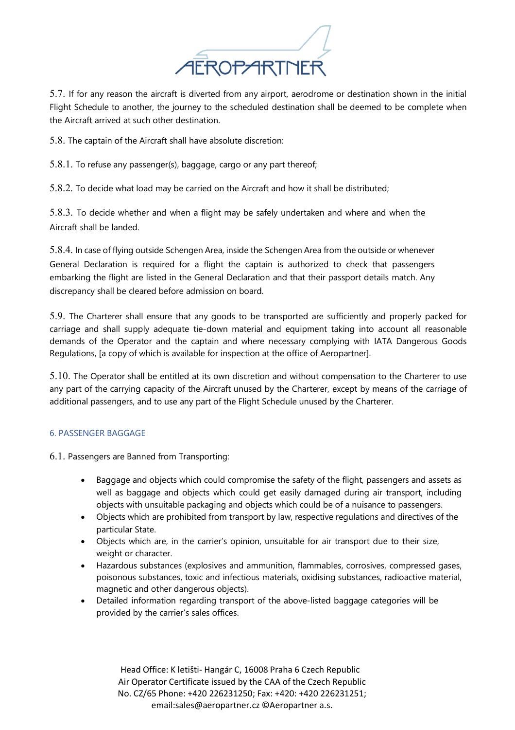5.7. If for any reason the aircraft is diverted from any airport, aerodrome or destination shown in the initial Flight Schedule to another, the journey to the scheduled destination shall be deemed to be complete when the Aircraft arrived at such other destination.

5.8. The captain of the Aircraft shall have absolute discretion:

5.8.1. To refuse any passenger(s), baggage, cargo or any part thereof;

5.8.2. To decide what load may be carried on the Aircraft and how it shall be distributed;

5.8.3. To decide whether and when a flight may be safely undertaken and where and when the Aircraft shall be landed.

5.8.4. In case of flying outside Schengen Area, inside the Schengen Area from the outside or whenever General Declaration is required for a flight the captain is authorized to check that passengers embarking the flight are listed in the General Declaration and that their passport details match. Any discrepancy shall be cleared before admission on board.

5.9. The Charterer shall ensure that any goods to be transported are sufficiently and properly packed for carriage and shall supply adequate tie-down material and equipment taking into account all reasonable demands of the Operator and the captain and where necessary complying with IATA Dangerous Goods Regulations, [a copy of which is available for inspection at the office of Aeropartner].

5.10. The Operator shall be entitled at its own discretion and without compensation to the Charterer to use any part of the carrying capacity of the Aircraft unused by the Charterer, except by means of the carriage of additional passengers, and to use any part of the Flight Schedule unused by the Charterer.

## 6. PASSENGER BAGGAGE

6.1. Passengers are Banned from Transporting:

- Baggage and objects which could compromise the safety of the flight, passengers and assets as well as baggage and objects which could get easily damaged during air transport, including objects with unsuitable packaging and objects which could be of a nuisance to passengers.
- Objects which are prohibited from transport by law, respective regulations and directives of the particular State.
- Objects which are, in the carrier's opinion, unsuitable for air transport due to their size, weight or character.
- Hazardous substances (explosives and ammunition, flammables, corrosives, compressed gases, poisonous substances, toxic and infectious materials, oxidising substances, radioactive material, magnetic and other dangerous objects).
- Detailed information regarding transport of the above-listed baggage categories will be provided by the carrier's sales offices.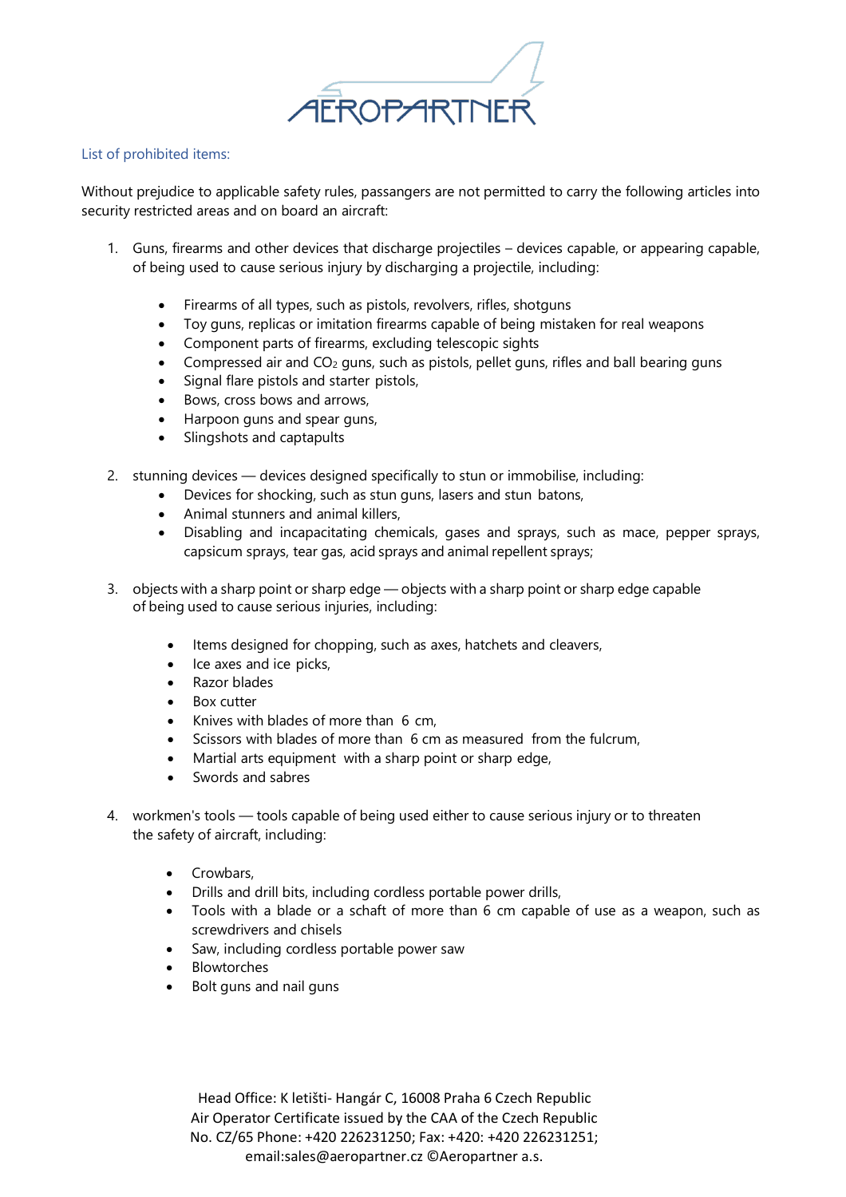## List of prohibited items:

Without prejudice to applicable safety rules, passangers are not permitted to carry the following articles into security restricted areas and on board an aircraft:

1. Guns, firearms and other devices that discharge projectiles – devices capable, or appearing capable, of being used to cause serious injury by discharging a projectile, including:

   - Firearms of all types, such as pistols, revolvers, rifles, shotguns
   - Toy guns, replicas or imitation firearms capable of being mistaken for real weapons
   - Component parts of firearms, excluding telescopic sights
   - Compressed air and $CO_2$ guns, such as pistols, pellet guns, rifles and ball bearing guns
   - Signal flare pistols and starter pistols,
   - Bows, cross bows and arrows,
   - Harpoon guns and spear guns,
   - Slingshots and captapults

2. stunning devices — devices designed specifically to stun or immobilise, including:
   - Devices for shocking, such as stun guns, lasers and stun batons,
   - Animal stunners and animal killers,
   - Disabling and incapacitating chemicals, gases and sprays, such as mace, pepper sprays, capsicum sprays, tear gas, acid sprays and animal repellent sprays;

3. objects with a sharp point or sharp edge — objects with a sharp point or sharp edge capable of being used to cause serious injuries, including:

   - Items designed for chopping, such as axes, hatchets and cleavers,
   - Ice axes and ice picks,
   - Razor blades
   - Box cutter
   - Knives with blades of more than 6 cm,
   - Scissors with blades of more than 6 cm as measured from the fulcrum,
   - Martial arts equipment with a sharp point or sharp edge,
   - Swords and sabres

4. workmen's tools — tools capable of being used either to cause serious injury or to threaten the safety of aircraft, including:

   - Crowbars,
   - Drills and drill bits, including cordless portable power drills,
   - Tools with a blade or a schaft of more than 6 cm capable of use as a weapon, such as screwdrivers and chisels
   - Saw, including cordless portable power saw
   - Blowtorches
   - Bolt guns and nail guns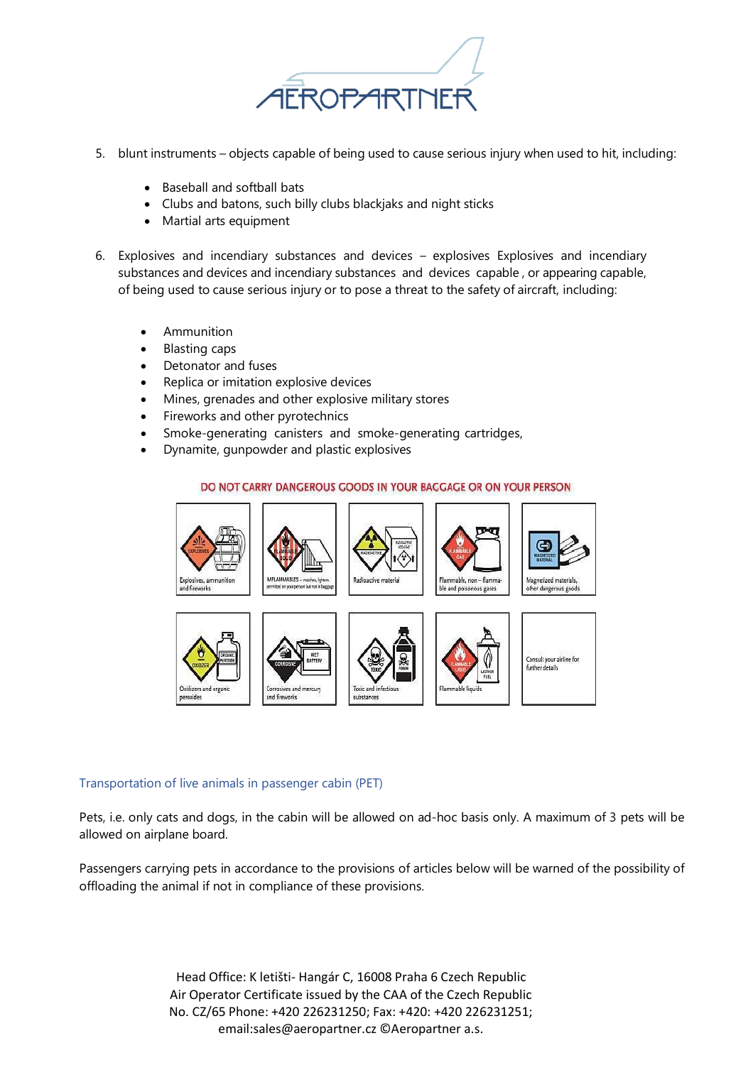5. blunt instruments – objects capable of being used to cause serious injury when used to hit, including:

    - Baseball and softball bats
    - Clubs and batons, such billy clubs blackjaks and night sticks
    - Martial arts equipment

6. Explosives and incendiary substances and devices – explosives Explosives and incendiary substances and devices and incendiary substances and devices capable , or appearing capable, of being used to cause serious injury or to pose a threat to the safety of aircraft, including:

    - Ammunition
    - Blasting caps
    - Detonator and fuses
    - Replica or imitation explosive devices
    - Mines, grenades and other explosive military stores
    - Fireworks and other pyrotechnics
    - Smoke-generating canisters and smoke-generating cartridges,
    - Dynamite, gunpowder and plastic explosives

DO NOT CARRY DANGEROUS GOODS IN YOUR BAGGAGE OR ON YOUR PERSON

| | | | | |
|---|---|---|---|---|
| Explosives, ammunition and fireworks | INFLAMMABLES – matches, lighters permitted on your person but not in baggage | Radioactive material | Flammable, non – flammable and poisonous gases | Magnetized materials, other dangerous goods |
| Oxidizers and organic peroxides | Corrosives and mercury and fireworks | Toxic and infectious substances | Flammable liquids | Consult your airline for further details |

## Transportation of live animals in passenger cabin (PET)

Pets, i.e. only cats and dogs, in the cabin will be allowed on ad-hoc basis only. A maximum of 3 pets will be allowed on airplane board.

Passengers carrying pets in accordance to the provisions of articles below will be warned of the possibility of offloading the animal if not in compliance of these provisions.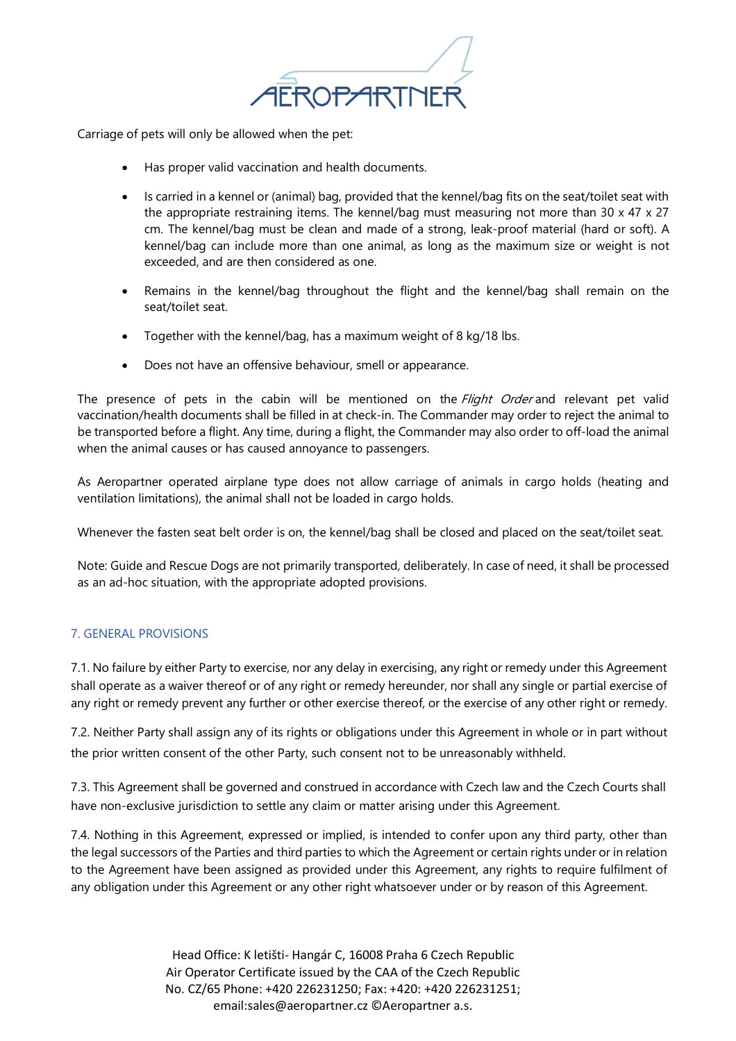Carriage of pets will only be allowed when the pet:

- Has proper valid vaccination and health documents.
- Is carried in a kennel or (animal) bag, provided that the kennel/bag fits on the seat/toilet seat with the appropriate restraining items. The kennel/bag must measuring not more than 30 x 47 x 27 cm. The kennel/bag must be clean and made of a strong, leak-proof material (hard or soft). A kennel/bag can include more than one animal, as long as the maximum size or weight is not exceeded, and are then considered as one.
- Remains in the kennel/bag throughout the flight and the kennel/bag shall remain on the seat/toilet seat.
- Together with the kennel/bag, has a maximum weight of 8 kg/18 lbs.
- Does not have an offensive behaviour, smell or appearance.

The presence of pets in the cabin will be mentioned on the *Flight Order* and relevant pet valid vaccination/health documents shall be filled in at check-in. The Commander may order to reject the animal to be transported before a flight. Any time, during a flight, the Commander may also order to off-load the animal when the animal causes or has caused annoyance to passengers.

As Aeropartner operated airplane type does not allow carriage of animals in cargo holds (heating and ventilation limitations), the animal shall not be loaded in cargo holds.

Whenever the fasten seat belt order is on, the kennel/bag shall be closed and placed on the seat/toilet seat.

Note: Guide and Rescue Dogs are not primarily transported, deliberately. In case of need, it shall be processed as an ad-hoc situation, with the appropriate adopted provisions.

## 7. GENERAL PROVISIONS

7.1. No failure by either Party to exercise, nor any delay in exercising, any right or remedy under this Agreement shall operate as a waiver thereof or of any right or remedy hereunder, nor shall any single or partial exercise of any right or remedy prevent any further or other exercise thereof, or the exercise of any other right or remedy.

7.2. Neither Party shall assign any of its rights or obligations under this Agreement in whole or in part without the prior written consent of the other Party, such consent not to be unreasonably withheld.

7.3. This Agreement shall be governed and construed in accordance with Czech law and the Czech Courts shall have non-exclusive jurisdiction to settle any claim or matter arising under this Agreement.

7.4. Nothing in this Agreement, expressed or implied, is intended to confer upon any third party, other than the legal successors of the Parties and third parties to which the Agreement or certain rights under or in relation to the Agreement have been assigned as provided under this Agreement, any rights to require fulfilment of any obligation under this Agreement or any other right whatsoever under or by reason of this Agreement.